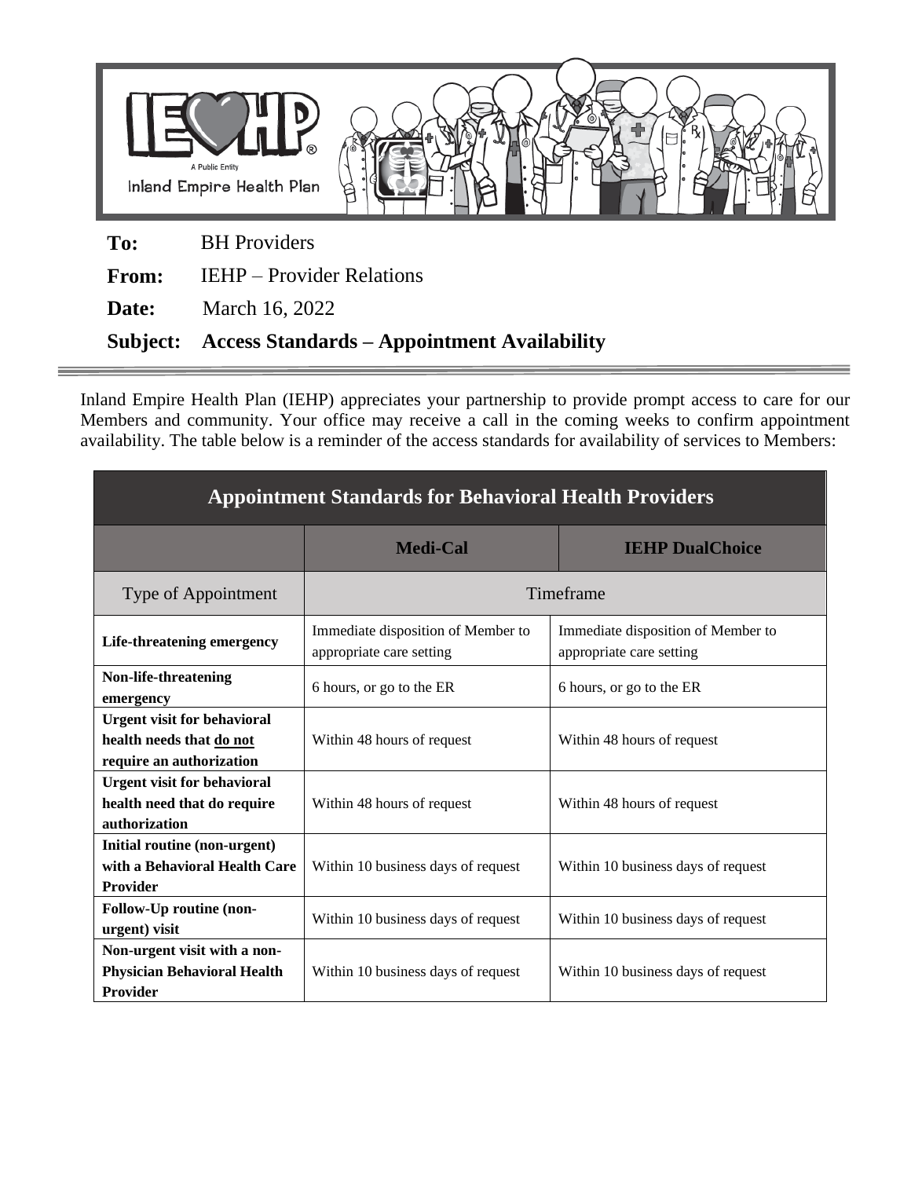**To:** BH Providers

**From:** IEHP – Provider Relations

**Date:** March 16, 2022

**Subject: Access Standards – Appointment Availability**

Inland Empire Health Plan (IEHP) appreciates your partnership to provide prompt access to care for our Members and community. Your office may receive a call in the coming weeks to confirm appointment availability. The table below is a reminder of the access standards for availability of services to Members:

| Appointment Standards for Behavioral Health Providers | | |
|---|---|---|
| | **Medi-Cal** | **IEHP DualChoice** |
| Type of Appointment | Timeframe | |
| **Life-threatening emergency** | Immediate disposition of Member to appropriate care setting | Immediate disposition of Member to appropriate care setting |
| **Non-life-threatening emergency** | 6 hours, or go to the ER | 6 hours, or go to the ER |
| **Urgent visit for behavioral health needs that do not require an authorization** | Within 48 hours of request | Within 48 hours of request |
| **Urgent visit for behavioral health need that do require authorization** | Within 48 hours of request | Within 48 hours of request |
| **Initial routine (non-urgent) with a Behavioral Health Care Provider** | Within 10 business days of request | Within 10 business days of request |
| **Follow-Up routine (non-urgent) visit** | Within 10 business days of request | Within 10 business days of request |
| **Non-urgent visit with a non-Physician Behavioral Health Provider** | Within 10 business days of request | Within 10 business days of request |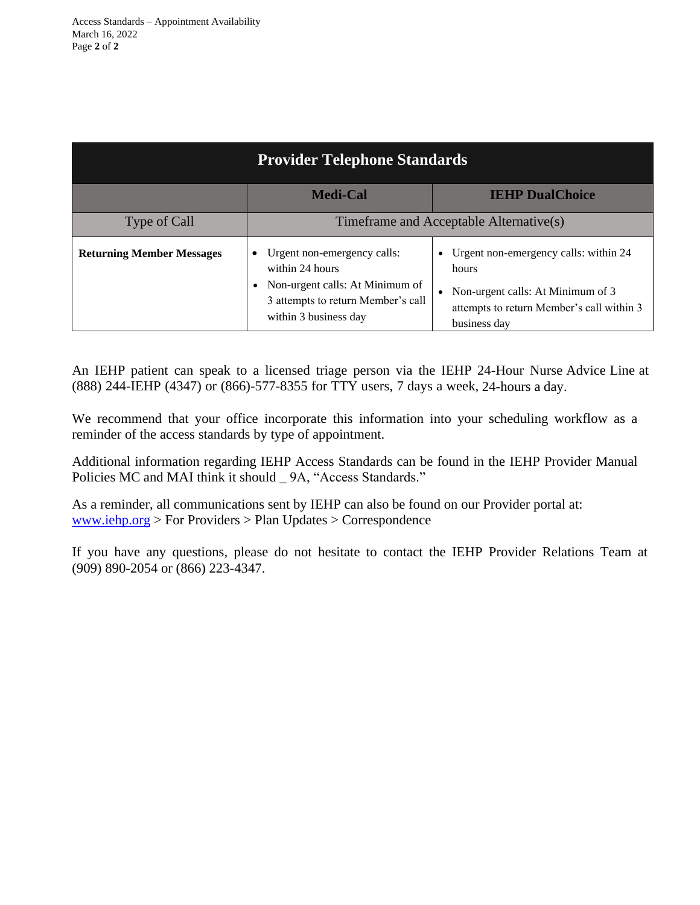| Provider Telephone Standards | | |
|---|---|---|
| | **Medi-Cal** | **IEHP DualChoice** |
| Type of Call | Timeframe and Acceptable Alternative(s) | |
| **Returning Member Messages** | • Urgent non-emergency calls: within 24 hours<br>• Non-urgent calls: At Minimum of 3 attempts to return Member's call within 3 business day | • Urgent non-emergency calls: within 24 hours<br>• Non-urgent calls: At Minimum of 3 attempts to return Member's call within 3 business day |

An IEHP patient can speak to a licensed triage person via the IEHP 24-Hour Nurse Advice Line at (888) 244-IEHP (4347) or (866)-577-8355 for TTY users, 7 days a week, 24-hours a day.

We recommend that your office incorporate this information into your scheduling workflow as a reminder of the access standards by type of appointment.

Additional information regarding IEHP Access Standards can be found in the IEHP Provider Manual Policies MC and MAI think it should _ 9A, "Access Standards."

As a reminder, all communications sent by IEHP can also be found on our Provider portal at: [www.iehp.org](http://www.iehp.org) > For Providers > Plan Updates > Correspondence

If you have any questions, please do not hesitate to contact the IEHP Provider Relations Team at (909) 890-2054 or (866) 223-4347.